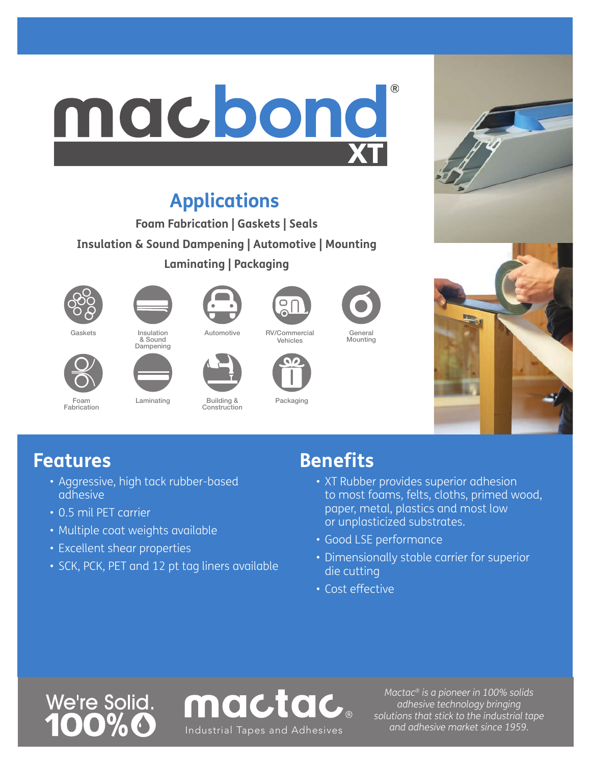# macbond® XT

## Applications

**Foam Fabrication | Gaskets | Seals**

**Insulation & Sound Dampening | Automotive | Mounting**

**Laminating | Packaging**

Gaskets

Insulation & Sound Dampening

Automotive

RV/Commercial Vehicles

General Mounting

Foam Fabrication

Laminating

Building & Construction

Packaging

## Features

- Aggressive, high tack rubber-based adhesive
- 0.5 mil PET carrier
- Multiple coat weights available
- Excellent shear properties
- SCK, PCK, PET and 12 pt tag liners available

## Benefits

- XT Rubber provides superior adhesion to most foams, felts, cloths, primed wood, paper, metal, plastics and most low or unplasticized substrates.
- Good LSE performance
- Dimensionally stable carrier for superior die cutting
- Cost effective

We're Solid. 100%

mactac® Industrial Tapes and Adhesives

*Mactac® is a pioneer in 100% solids adhesive technology bringing solutions that stick to the industrial tape and adhesive market since 1959.*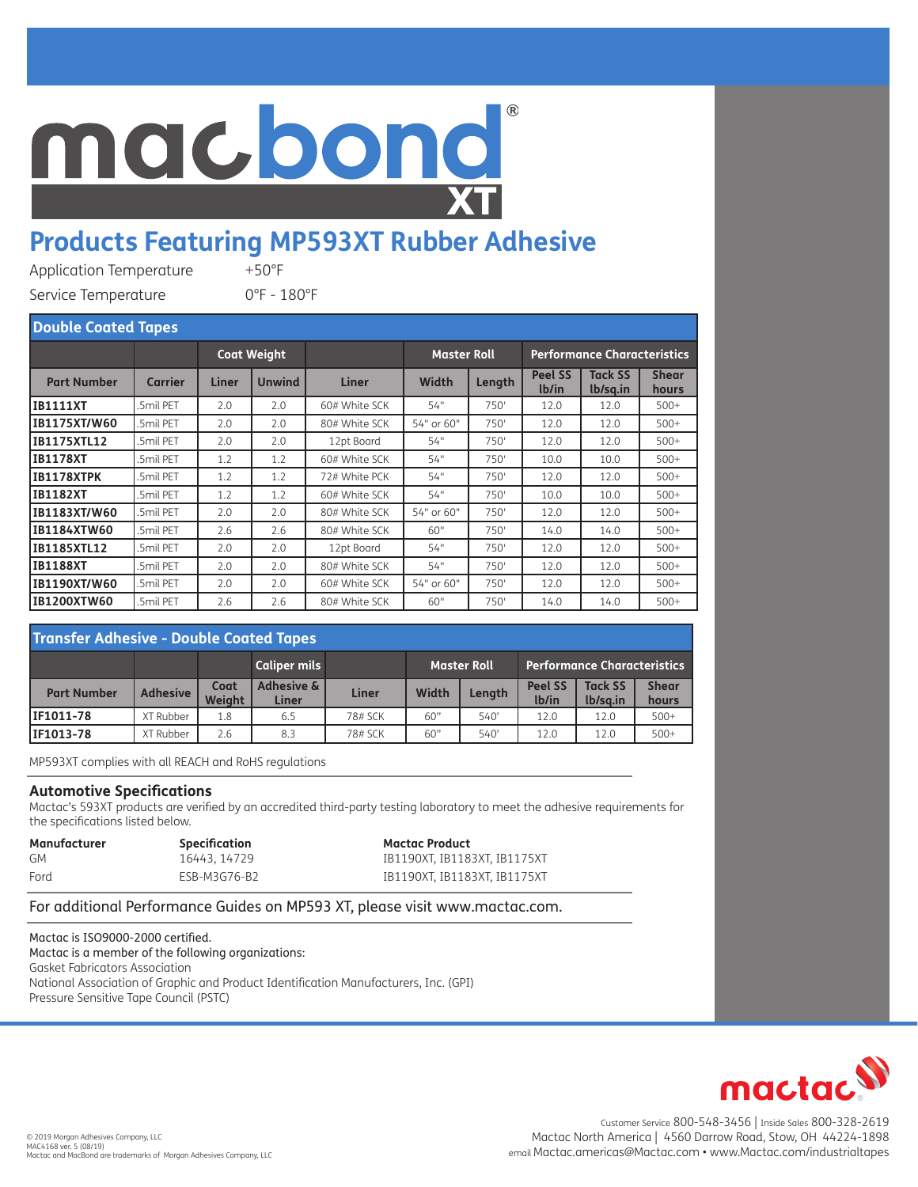# macbond XT

## Products Featuring MP593XT Rubber Adhesive

Application Temperature +50°F

Service Temperature 0°F - 180°F

### Double Coated Tapes

| | | Coat Weight | | | Master Roll | | Performance Characteristics | | |
|---|---|---|---|---|---|---|---|---|---|
| Part Number | Carrier | Liner | Unwind | Liner | Width | Length | Peel SS lb/in | Tack SS lb/sq.in | Shear hours |
| IB1111XT | .5mil PET | 2.0 | 2.0 | 60# White SCK | 54" | 750' | 12.0 | 12.0 | 500+ |
| IB1175XT/W60 | .5mil PET | 2.0 | 2.0 | 80# White SCK | 54" or 60" | 750' | 12.0 | 12.0 | 500+ |
| IB1175XTL12 | .5mil PET | 2.0 | 2.0 | 12pt Board | 54" | 750' | 12.0 | 12.0 | 500+ |
| IB1178XT | .5mil PET | 1.2 | 1.2 | 60# White SCK | 54" | 750' | 10.0 | 10.0 | 500+ |
| IB1178XTPK | .5mil PET | 1.2 | 1.2 | 72# White PCK | 54" | 750' | 12.0 | 12.0 | 500+ |
| IB1182XT | .5mil PET | 1.2 | 1.2 | 60# White SCK | 54" | 750' | 10.0 | 10.0 | 500+ |
| IB1183XT/W60 | .5mil PET | 2.0 | 2.0 | 80# White SCK | 54" or 60" | 750' | 12.0 | 12.0 | 500+ |
| IB1184XTW60 | .5mil PET | 2.6 | 2.6 | 80# White SCK | 60" | 750' | 14.0 | 14.0 | 500+ |
| IB1185XTL12 | .5mil PET | 2.0 | 2.0 | 12pt Board | 54" | 750' | 12.0 | 12.0 | 500+ |
| IB1188XT | .5mil PET | 2.0 | 2.0 | 80# White SCK | 54" | 750' | 12.0 | 12.0 | 500+ |
| IB1190XT/W60 | .5mil PET | 2.0 | 2.0 | 60# White SCK | 54" or 60" | 750' | 12.0 | 12.0 | 500+ |
| IB1200XTW60 | .5mil PET | 2.6 | 2.6 | 80# White SCK | 60" | 750' | 14.0 | 14.0 | 500+ |

### Transfer Adhesive - Double Coated Tapes

| | | | Caliper mils | | Master Roll | | Performance Characteristics | | |
|---|---|---|---|---|---|---|---|---|---|
| Part Number | Adhesive | Coat Weight | Adhesive & Liner | Liner | Width | Length | Peel SS lb/in | Tack SS lb/sq.in | Shear hours |
| IF1011-78 | XT Rubber | 1.8 | 6.5 | 78# SCK | 60" | 540' | 12.0 | 12.0 | 500+ |
| IF1013-78 | XT Rubber | 2.6 | 8.3 | 78# SCK | 60" | 540' | 12.0 | 12.0 | 500+ |

MP593XT complies with all REACH and RoHS regulations

### Automotive Specifications

Mactac's 593XT products are verified by an accredited third-party testing laboratory to meet the adhesive requirements for the specifications listed below.

| Manufacturer | Specification | Mactac Product |
|---|---|---|
| GM | 16443, 14729 | IB1190XT, IB1183XT, IB1175XT |
| Ford | ESB-M3G76-B2 | IB1190XT, IB1183XT, IB1175XT |

For additional Performance Guides on MP593 XT, please visit www.mactac.com.

Mactac is ISO9000-2000 certified.
Mactac is a member of the following organizations:
Gasket Fabricators Association
National Association of Graphic and Product Identification Manufacturers, Inc. (GPI)
Pressure Sensitive Tape Council (PSTC)

mactac

Customer Service 800-548-3456 | Inside Sales 800-328-2619
Mactac North America | 4560 Darrow Road, Stow, OH 44224-1898
email Mactac.americas@Mactac.com • www.Mactac.com/industrialtapes

© 2019 Morgan Adhesives Company, LLC
MAC4168 ver. 5 (08/19)
Mactac and MacBond are trademarks of Morgan Adhesives Company, LLC